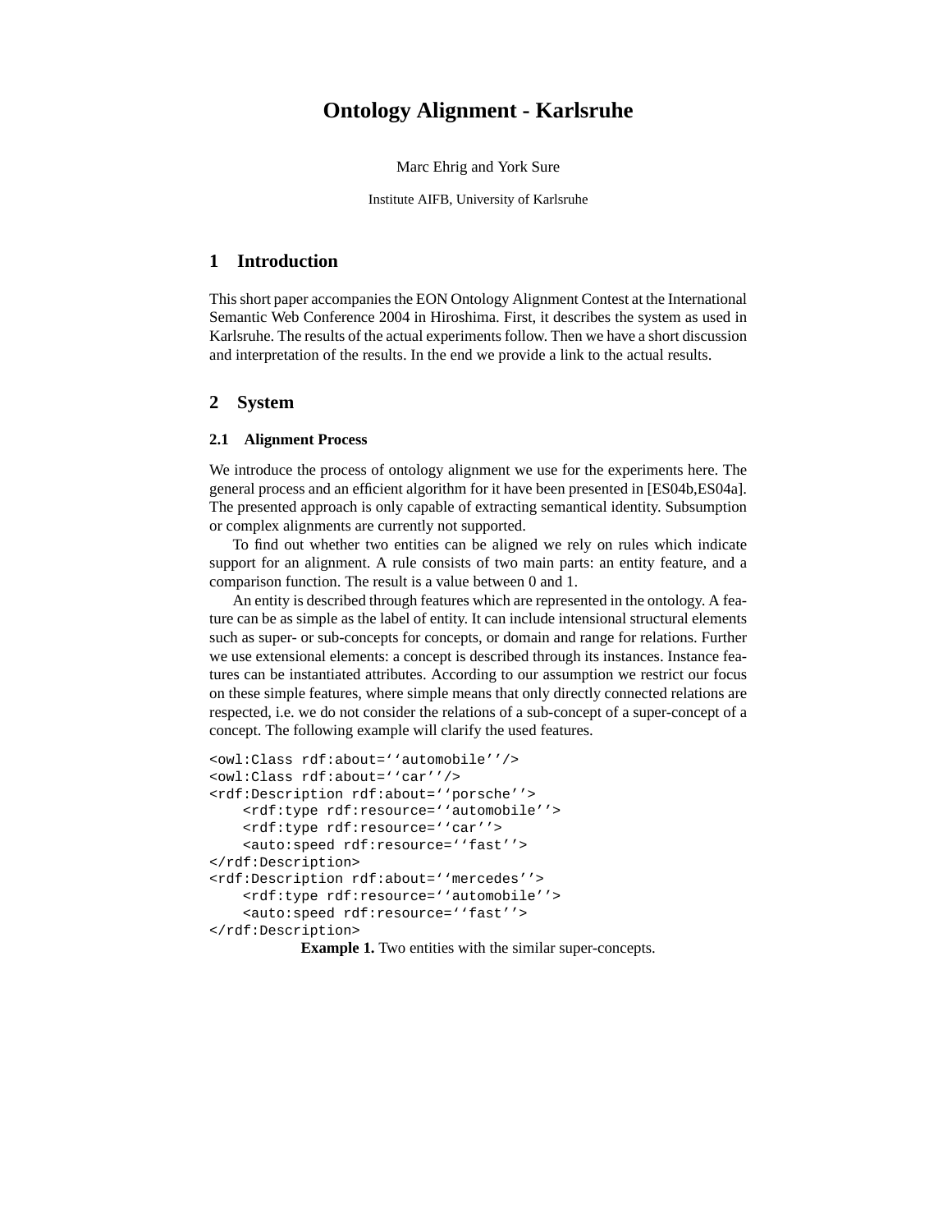# Ontology Alignment - Karlsruhe

Marc Ehrig and York Sure

Institute AIFB, University of Karlsruhe

## 1 Introduction

This short paper accompanies the EON Ontology Alignment Contest at the International Semantic Web Conference 2004 in Hiroshima. First, it describes the system as used in Karlsruhe. The results of the actual experiments follow. Then we have a short discussion and interpretation of the results. In the end we provide a link to the actual results.

## 2 System

### 2.1 Alignment Process

We introduce the process of ontology alignment we use for the experiments here. The general process and an efficient algorithm for it have been presented in [ES04b,ES04a]. The presented approach is only capable of extracting semantical identity. Subsumption or complex alignments are currently not supported.

To find out whether two entities can be aligned we rely on rules which indicate support for an alignment. A rule consists of two main parts: an entity feature, and a comparison function. The result is a value between 0 and 1.

An entity is described through features which are represented in the ontology. A feature can be as simple as the label of entity. It can include intensional structural elements such as super- or sub-concepts for concepts, or domain and range for relations. Further we use extensional elements: a concept is described through its instances. Instance features can be instantiated attributes. According to our assumption we restrict our focus on these simple features, where simple means that only directly connected relations are respected, i.e. we do not consider the relations of a sub-concept of a super-concept of a concept. The following example will clarify the used features.

```
<owl:Class rdf:about=''automobile''/>
<owl:Class rdf:about=''car''/>
<rdf:Description rdf:about=''porsche''>
    <rdf:type rdf:resource=''automobile''>
    <rdf:type rdf:resource=''car''>
    <auto:speed rdf:resource=''fast''>
</rdf:Description>
<rdf:Description rdf:about=''mercedes''>
    <rdf:type rdf:resource=''automobile''>
    <auto:speed rdf:resource=''fast''>
</rdf:Description>
```

**Example 1.** Two entities with the similar super-concepts.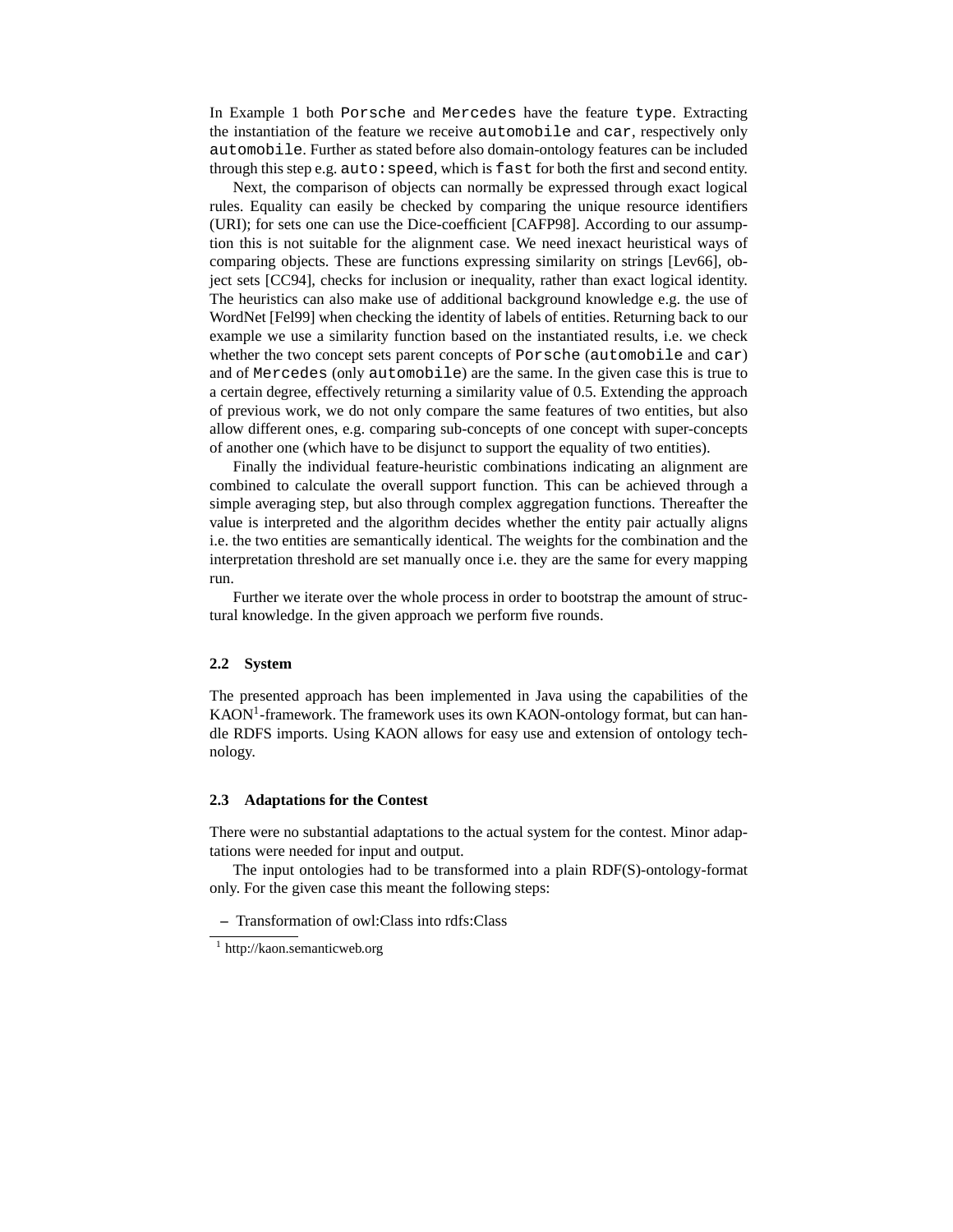In Example 1 both `Porsche` and `Mercedes` have the feature `type`. Extracting the instantiation of the feature we receive `automobile` and `car`, respectively only `automobile`. Further as stated before also domain-ontology features can be included through this step e.g. `auto:speed`, which is `fast` for both the first and second entity.

Next, the comparison of objects can normally be expressed through exact logical rules. Equality can easily be checked by comparing the unique resource identifiers (URI); for sets one can use the Dice-coefficient [CAFP98]. According to our assumption this is not suitable for the alignment case. We need inexact heuristical ways of comparing objects. These are functions expressing similarity on strings [Lev66], object sets [CC94], checks for inclusion or inequality, rather than exact logical identity. The heuristics can also make use of additional background knowledge e.g. the use of WordNet [Fel99] when checking the identity of labels of entities. Returning back to our example we use a similarity function based on the instantiated results, i.e. we check whether the two concept sets parent concepts of `Porsche` (`automobile` and `car`) and of `Mercedes` (only `automobile`) are the same. In the given case this is true to a certain degree, effectively returning a similarity value of 0.5. Extending the approach of previous work, we do not only compare the same features of two entities, but also allow different ones, e.g. comparing sub-concepts of one concept with super-concepts of another one (which have to be disjunct to support the equality of two entities).

Finally the individual feature-heuristic combinations indicating an alignment are combined to calculate the overall support function. This can be achieved through a simple averaging step, but also through complex aggregation functions. Thereafter the value is interpreted and the algorithm decides whether the entity pair actually aligns i.e. the two entities are semantically identical. The weights for the combination and the interpretation threshold are set manually once i.e. they are the same for every mapping run.

Further we iterate over the whole process in order to bootstrap the amount of structural knowledge. In the given approach we perform five rounds.

### 2.2 System

The presented approach has been implemented in Java using the capabilities of the KAON[1]-framework. The framework uses its own KAON-ontology format, but can handle RDFS imports. Using KAON allows for easy use and extension of ontology technology.

### 2.3 Adaptations for the Contest

There were no substantial adaptations to the actual system for the contest. Minor adaptations were needed for input and output.

The input ontologies had to be transformed into a plain RDF(S)-ontology-format only. For the given case this meant the following steps:

- Transformation of owl:Class into rdfs:Class

[1] http://kaon.semanticweb.org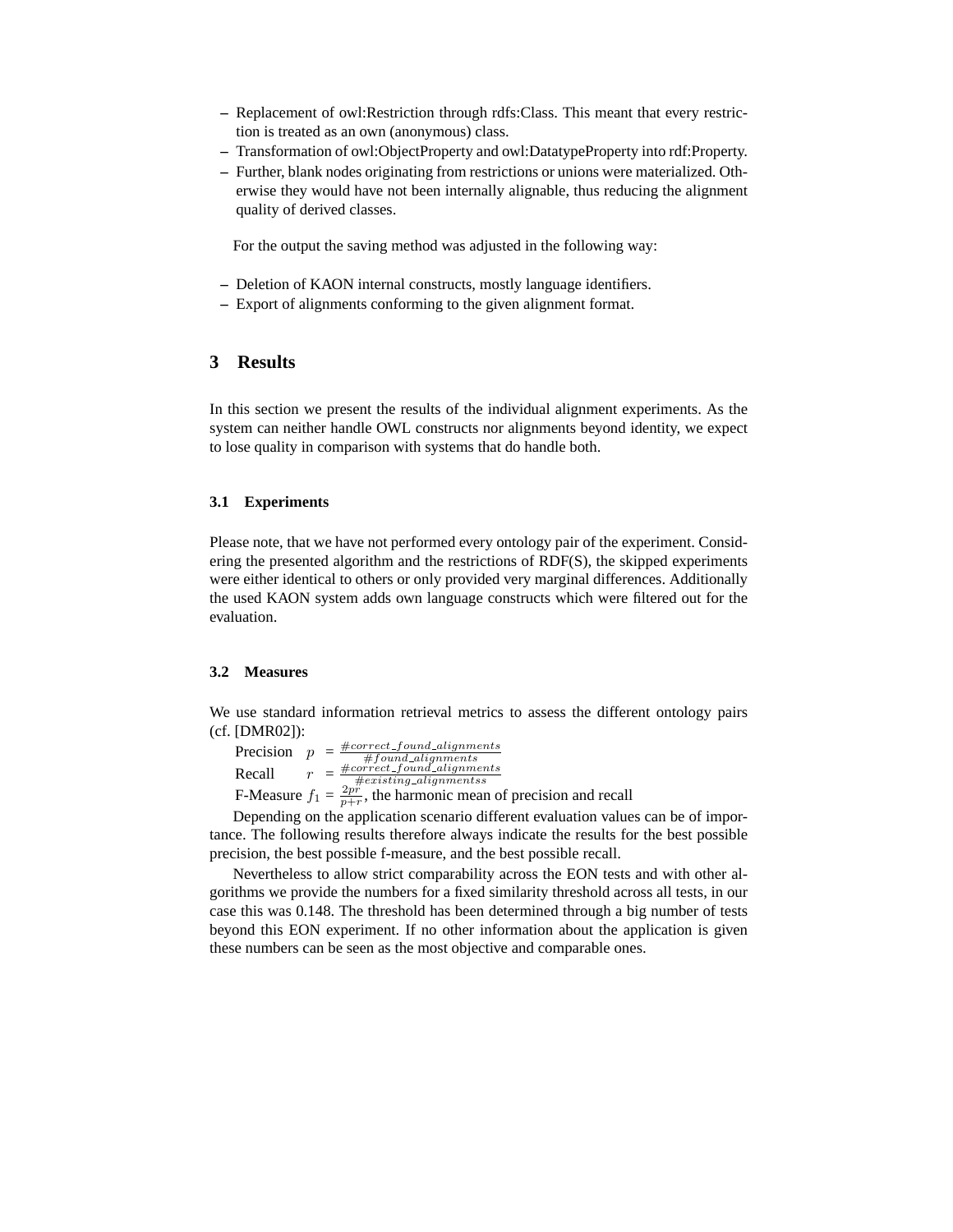- Replacement of owl:Restriction through rdfs:Class. This meant that every restriction is treated as an own (anonymous) class.
- Transformation of owl:ObjectProperty and owl:DatatypeProperty into rdf:Property.
- Further, blank nodes originating from restrictions or unions were materialized. Otherwise they would have not been internally alignable, thus reducing the alignment quality of derived classes.

For the output the saving method was adjusted in the following way:

- Deletion of KAON internal constructs, mostly language identifiers.
- Export of alignments conforming to the given alignment format.

## 3 Results

In this section we present the results of the individual alignment experiments. As the system can neither handle OWL constructs nor alignments beyond identity, we expect to lose quality in comparison with systems that do handle both.

### 3.1 Experiments

Please note, that we have not performed every ontology pair of the experiment. Considering the presented algorithm and the restrictions of RDF(S), the skipped experiments were either identical to others or only provided very marginal differences. Additionally the used KAON system adds own language constructs which were filtered out for the evaluation.

### 3.2 Measures

We use standard information retrieval metrics to assess the different ontology pairs (cf. [DMR02]):

Precision $p = \frac{\#correct\_found\_alignments}{\#found\_alignments}$

Recall $r = \frac{\#correct\_found\_alignments}{\#existing\_alignmentss}$

F-Measure $f_1 = \frac{2pr}{p+r}$, the harmonic mean of precision and recall

Depending on the application scenario different evaluation values can be of importance. The following results therefore always indicate the results for the best possible precision, the best possible f-measure, and the best possible recall.

Nevertheless to allow strict comparability across the EON tests and with other algorithms we provide the numbers for a fixed similarity threshold across all tests, in our case this was 0.148. The threshold has been determined through a big number of tests beyond this EON experiment. If no other information about the application is given these numbers can be seen as the most objective and comparable ones.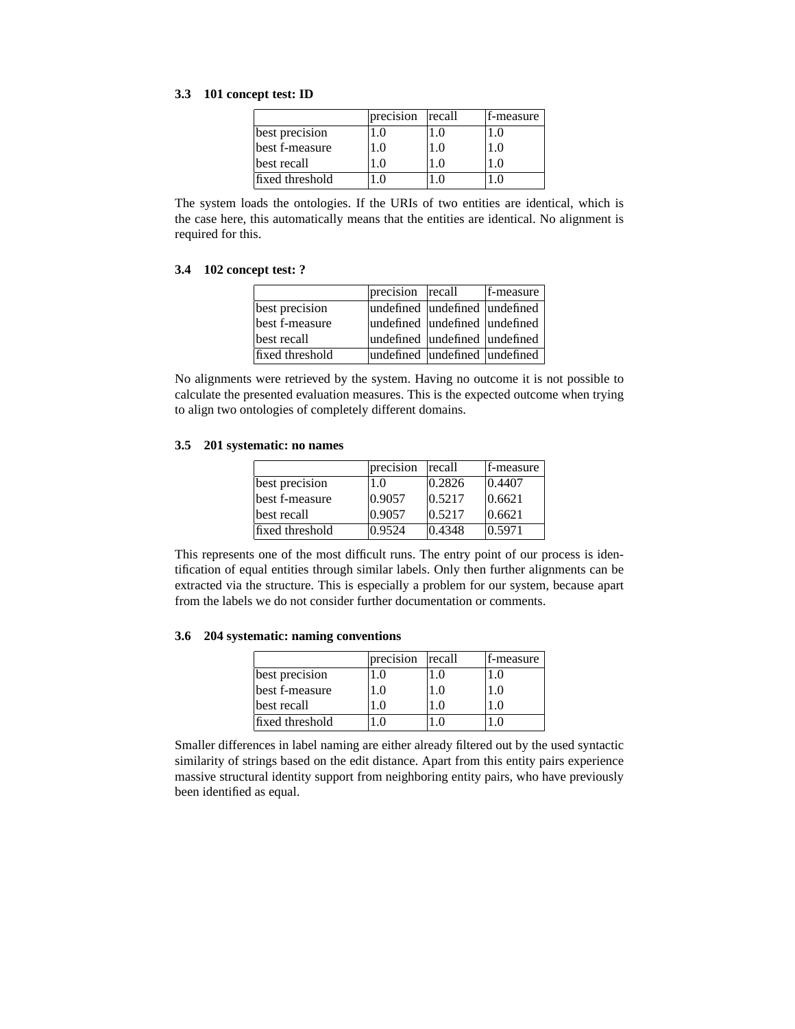### 3.3 101 concept test: ID

| | precision | recall | f-measure |
|---|---|---|---|
| best precision | 1.0 | 1.0 | 1.0 |
| best f-measure | 1.0 | 1.0 | 1.0 |
| best recall | 1.0 | 1.0 | 1.0 |
| fixed threshold | 1.0 | 1.0 | 1.0 |

The system loads the ontologies. If the URIs of two entities are identical, which is the case here, this automatically means that the entities are identical. No alignment is required for this.

### 3.4 102 concept test: ?

| | precision | recall | f-measure |
|---|---|---|---|
| best precision | undefined | undefined | undefined |
| best f-measure | undefined | undefined | undefined |
| best recall | undefined | undefined | undefined |
| fixed threshold | undefined | undefined | undefined |

No alignments were retrieved by the system. Having no outcome it is not possible to calculate the presented evaluation measures. This is the expected outcome when trying to align two ontologies of completely different domains.

### 3.5 201 systematic: no names

| | precision | recall | f-measure |
|---|---|---|---|
| best precision | 1.0 | 0.2826 | 0.4407 |
| best f-measure | 0.9057 | 0.5217 | 0.6621 |
| best recall | 0.9057 | 0.5217 | 0.6621 |
| fixed threshold | 0.9524 | 0.4348 | 0.5971 |

This represents one of the most difficult runs. The entry point of our process is identification of equal entities through similar labels. Only then further alignments can be extracted via the structure. This is especially a problem for our system, because apart from the labels we do not consider further documentation or comments.

### 3.6 204 systematic: naming conventions

| | precision | recall | f-measure |
|---|---|---|---|
| best precision | 1.0 | 1.0 | 1.0 |
| best f-measure | 1.0 | 1.0 | 1.0 |
| best recall | 1.0 | 1.0 | 1.0 |
| fixed threshold | 1.0 | 1.0 | 1.0 |

Smaller differences in label naming are either already filtered out by the used syntactic similarity of strings based on the edit distance. Apart from this entity pairs experience massive structural identity support from neighboring entity pairs, who have previously been identified as equal.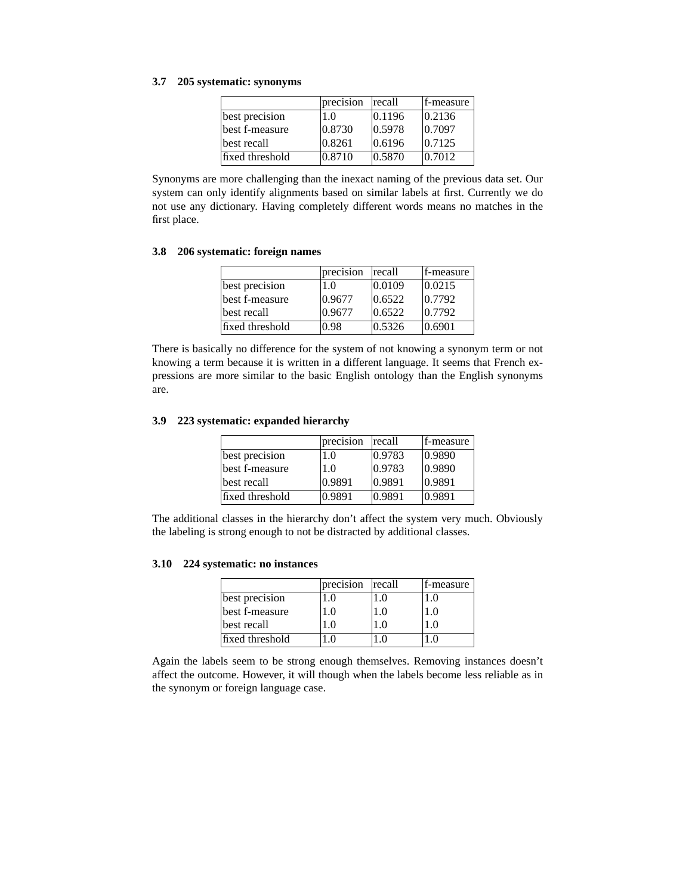### 3.7 205 systematic: synonyms

| | precision | recall | f-measure |
|---|---|---|---|
| best precision | 1.0 | 0.1196 | 0.2136 |
| best f-measure | 0.8730 | 0.5978 | 0.7097 |
| best recall | 0.8261 | 0.6196 | 0.7125 |
| fixed threshold | 0.8710 | 0.5870 | 0.7012 |

Synonyms are more challenging than the inexact naming of the previous data set. Our system can only identify alignments based on similar labels at first. Currently we do not use any dictionary. Having completely different words means no matches in the first place.

### 3.8 206 systematic: foreign names

| | precision | recall | f-measure |
|---|---|---|---|
| best precision | 1.0 | 0.0109 | 0.0215 |
| best f-measure | 0.9677 | 0.6522 | 0.7792 |
| best recall | 0.9677 | 0.6522 | 0.7792 |
| fixed threshold | 0.98 | 0.5326 | 0.6901 |

There is basically no difference for the system of not knowing a synonym term or not knowing a term because it is written in a different language. It seems that French expressions are more similar to the basic English ontology than the English synonyms are.

### 3.9 223 systematic: expanded hierarchy

| | precision | recall | f-measure |
|---|---|---|---|
| best precision | 1.0 | 0.9783 | 0.9890 |
| best f-measure | 1.0 | 0.9783 | 0.9890 |
| best recall | 0.9891 | 0.9891 | 0.9891 |
| fixed threshold | 0.9891 | 0.9891 | 0.9891 |

The additional classes in the hierarchy don't affect the system very much. Obviously the labeling is strong enough to not be distracted by additional classes.

### 3.10 224 systematic: no instances

| | precision | recall | f-measure |
|---|---|---|---|
| best precision | 1.0 | 1.0 | 1.0 |
| best f-measure | 1.0 | 1.0 | 1.0 |
| best recall | 1.0 | 1.0 | 1.0 |
| fixed threshold | 1.0 | 1.0 | 1.0 |

Again the labels seem to be strong enough themselves. Removing instances doesn't affect the outcome. However, it will though when the labels become less reliable as in the synonym or foreign language case.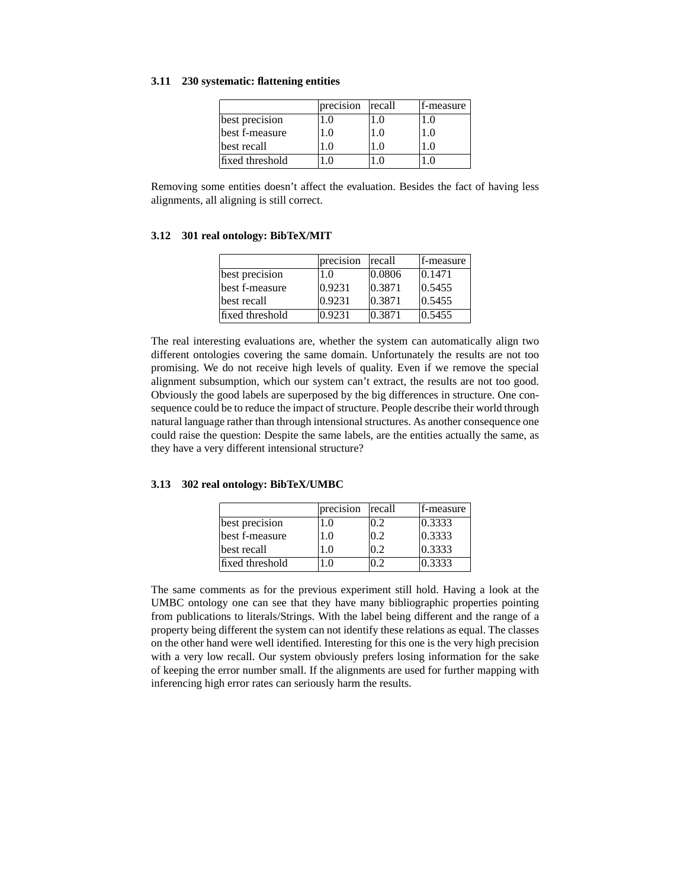### 3.11 230 systematic: flattening entities

| | precision | recall | f-measure |
|---|---|---|---|
| best precision | 1.0 | 1.0 | 1.0 |
| best f-measure | 1.0 | 1.0 | 1.0 |
| best recall | 1.0 | 1.0 | 1.0 |
| fixed threshold | 1.0 | 1.0 | 1.0 |

Removing some entities doesn't affect the evaluation. Besides the fact of having less alignments, all aligning is still correct.

### 3.12 301 real ontology: BibTeX/MIT

| | precision | recall | f-measure |
|---|---|---|---|
| best precision | 1.0 | 0.0806 | 0.1471 |
| best f-measure | 0.9231 | 0.3871 | 0.5455 |
| best recall | 0.9231 | 0.3871 | 0.5455 |
| fixed threshold | 0.9231 | 0.3871 | 0.5455 |

The real interesting evaluations are, whether the system can automatically align two different ontologies covering the same domain. Unfortunately the results are not too promising. We do not receive high levels of quality. Even if we remove the special alignment subsumption, which our system can't extract, the results are not too good. Obviously the good labels are superposed by the big differences in structure. One consequence could be to reduce the impact of structure. People describe their world through natural language rather than through intensional structures. As another consequence one could raise the question: Despite the same labels, are the entities actually the same, as they have a very different intensional structure?

### 3.13 302 real ontology: BibTeX/UMBC

| | precision | recall | f-measure |
|---|---|---|---|
| best precision | 1.0 | 0.2 | 0.3333 |
| best f-measure | 1.0 | 0.2 | 0.3333 |
| best recall | 1.0 | 0.2 | 0.3333 |
| fixed threshold | 1.0 | 0.2 | 0.3333 |

The same comments as for the previous experiment still hold. Having a look at the UMBC ontology one can see that they have many bibliographic properties pointing from publications to literals/Strings. With the label being different and the range of a property being different the system can not identify these relations as equal. The classes on the other hand were well identified. Interesting for this one is the very high precision with a very low recall. Our system obviously prefers losing information for the sake of keeping the error number small. If the alignments are used for further mapping with inferencing high error rates can seriously harm the results.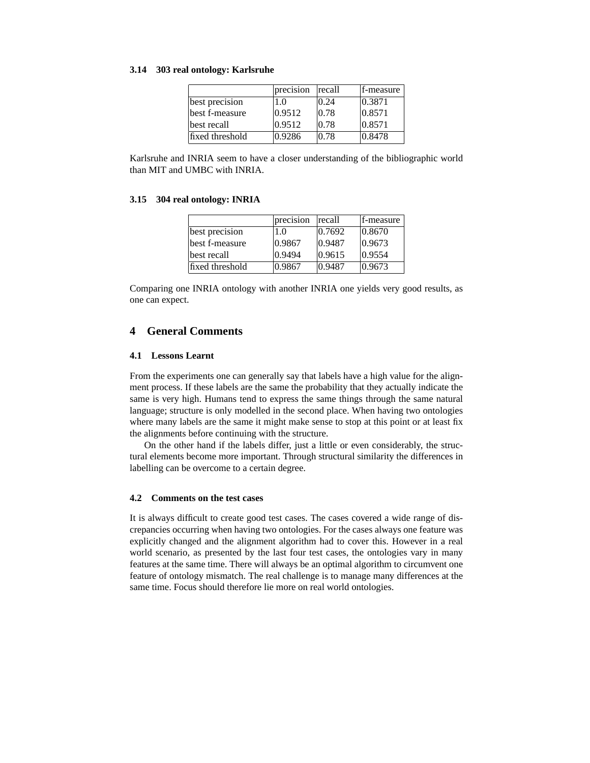### 3.14 303 real ontology: Karlsruhe

| | precision | recall | f-measure |
|---|---|---|---|
| best precision | 1.0 | 0.24 | 0.3871 |
| best f-measure | 0.9512 | 0.78 | 0.8571 |
| best recall | 0.9512 | 0.78 | 0.8571 |
| fixed threshold | 0.9286 | 0.78 | 0.8478 |

Karlsruhe and INRIA seem to have a closer understanding of the bibliographic world than MIT and UMBC with INRIA.

### 3.15 304 real ontology: INRIA

| | precision | recall | f-measure |
|---|---|---|---|
| best precision | 1.0 | 0.7692 | 0.8670 |
| best f-measure | 0.9867 | 0.9487 | 0.9673 |
| best recall | 0.9494 | 0.9615 | 0.9554 |
| fixed threshold | 0.9867 | 0.9487 | 0.9673 |

Comparing one INRIA ontology with another INRIA one yields very good results, as one can expect.

## 4 General Comments

### 4.1 Lessons Learnt

From the experiments one can generally say that labels have a high value for the alignment process. If these labels are the same the probability that they actually indicate the same is very high. Humans tend to express the same things through the same natural language; structure is only modelled in the second place. When having two ontologies where many labels are the same it might make sense to stop at this point or at least fix the alignments before continuing with the structure.

On the other hand if the labels differ, just a little or even considerably, the structural elements become more important. Through structural similarity the differences in labelling can be overcome to a certain degree.

### 4.2 Comments on the test cases

It is always difficult to create good test cases. The cases covered a wide range of discrepancies occurring when having two ontologies. For the cases always one feature was explicitly changed and the alignment algorithm had to cover this. However in a real world scenario, as presented by the last four test cases, the ontologies vary in many features at the same time. There will always be an optimal algorithm to circumvent one feature of ontology mismatch. The real challenge is to manage many differences at the same time. Focus should therefore lie more on real world ontologies.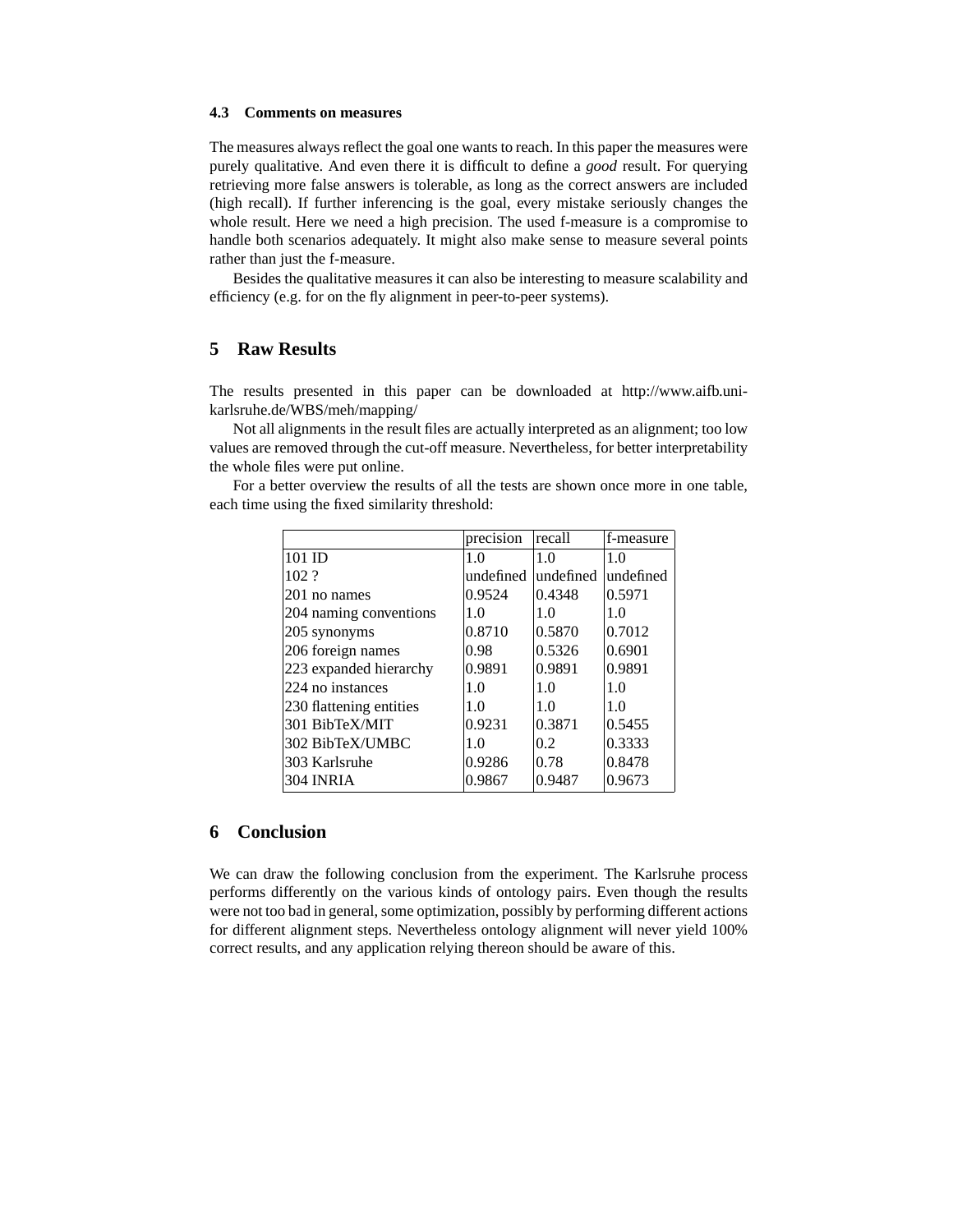### 4.3 Comments on measures

The measures always reflect the goal one wants to reach. In this paper the measures were purely qualitative. And even there it is difficult to define a *good* result. For querying retrieving more false answers is tolerable, as long as the correct answers are included (high recall). If further inferencing is the goal, every mistake seriously changes the whole result. Here we need a high precision. The used f-measure is a compromise to handle both scenarios adequately. It might also make sense to measure several points rather than just the f-measure.

Besides the qualitative measures it can also be interesting to measure scalability and efficiency (e.g. for on the fly alignment in peer-to-peer systems).

## 5 Raw Results

The results presented in this paper can be downloaded at http://www.aifb.uni-karlsruhe.de/WBS/meh/mapping/

Not all alignments in the result files are actually interpreted as an alignment; too low values are removed through the cut-off measure. Nevertheless, for better interpretability the whole files were put online.

For a better overview the results of all the tests are shown once more in one table, each time using the fixed similarity threshold:

| | precision | recall | f-measure |
|---|---|---|---|
| 101 ID | 1.0 | 1.0 | 1.0 |
| 102 ? | undefined | undefined | undefined |
| 201 no names | 0.9524 | 0.4348 | 0.5971 |
| 204 naming conventions | 1.0 | 1.0 | 1.0 |
| 205 synonyms | 0.8710 | 0.5870 | 0.7012 |
| 206 foreign names | 0.98 | 0.5326 | 0.6901 |
| 223 expanded hierarchy | 0.9891 | 0.9891 | 0.9891 |
| 224 no instances | 1.0 | 1.0 | 1.0 |
| 230 flattening entities | 1.0 | 1.0 | 1.0 |
| 301 BibTeX/MIT | 0.9231 | 0.3871 | 0.5455 |
| 302 BibTeX/UMBC | 1.0 | 0.2 | 0.3333 |
| 303 Karlsruhe | 0.9286 | 0.78 | 0.8478 |
| 304 INRIA | 0.9867 | 0.9487 | 0.9673 |

## 6 Conclusion

We can draw the following conclusion from the experiment. The Karlsruhe process performs differently on the various kinds of ontology pairs. Even though the results were not too bad in general, some optimization, possibly by performing different actions for different alignment steps. Nevertheless ontology alignment will never yield 100% correct results, and any application relying thereon should be aware of this.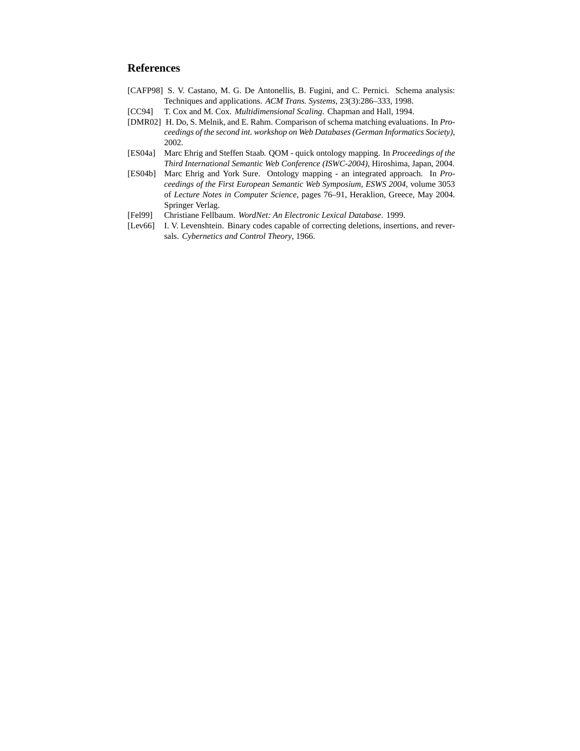## References

[CAFP98] S. V. Castano, M. G. De Antonellis, B. Fugini, and C. Pernici. Schema analysis: Techniques and applications. *ACM Trans. Systems*, 23(3):286–333, 1998.

[CC94] T. Cox and M. Cox. *Multidimensional Scaling*. Chapman and Hall, 1994.

[DMR02] H. Do, S. Melnik, and E. Rahm. Comparison of schema matching evaluations. In *Proceedings of the second int. workshop on Web Databases (German Informatics Society)*, 2002.

[ES04a] Marc Ehrig and Steffen Staab. QOM - quick ontology mapping. In *Proceedings of the Third International Semantic Web Conference (ISWC-2004)*, Hiroshima, Japan, 2004.

[ES04b] Marc Ehrig and York Sure. Ontology mapping - an integrated approach. In *Proceedings of the First European Semantic Web Symposium, ESWS 2004*, volume 3053 of *Lecture Notes in Computer Science*, pages 76–91, Heraklion, Greece, May 2004. Springer Verlag.

[Fel99] Christiane Fellbaum. *WordNet: An Electronic Lexical Database*. 1999.

[Lev66] I. V. Levenshtein. Binary codes capable of correcting deletions, insertions, and reversals. *Cybernetics and Control Theory*, 1966.